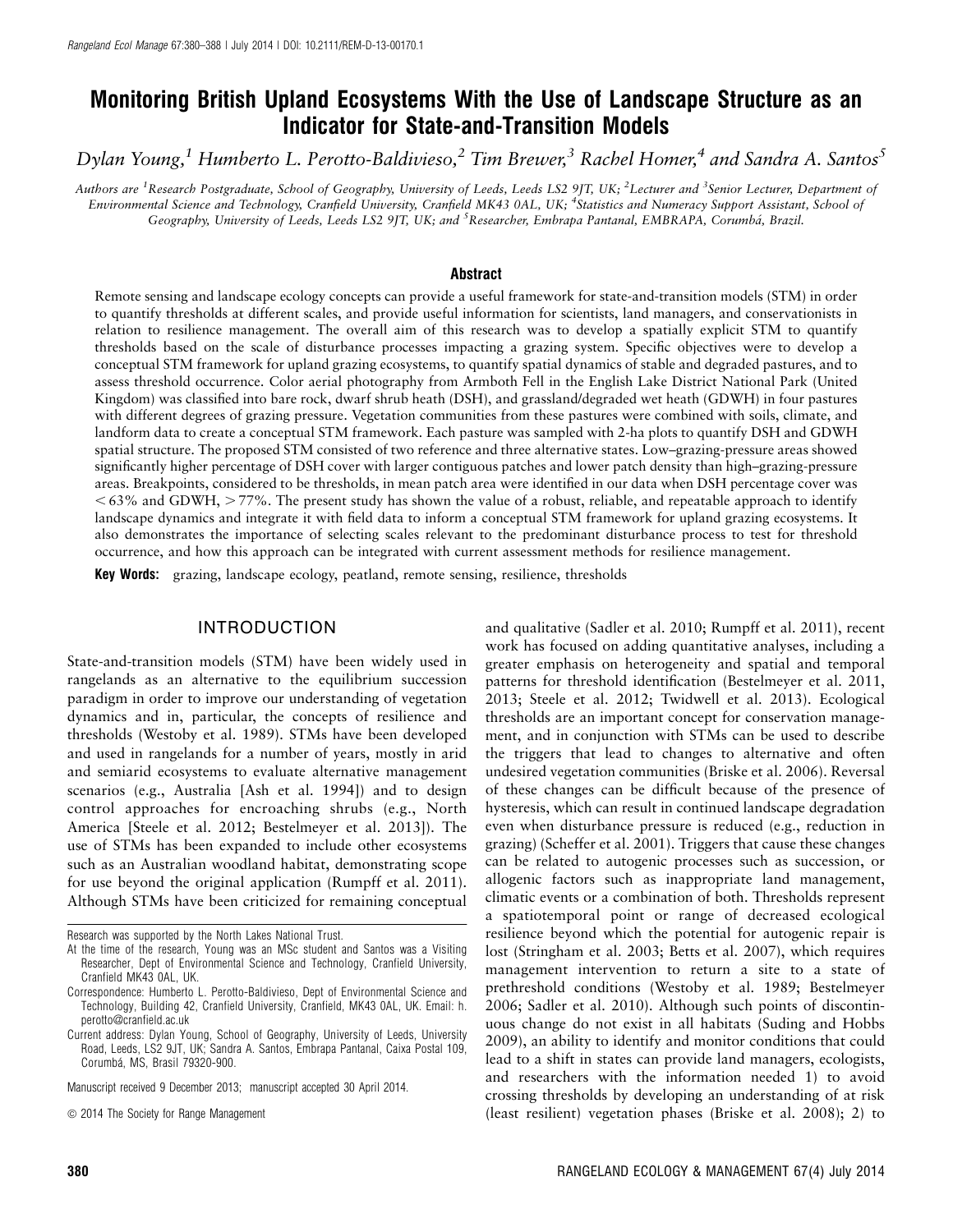# Monitoring British Upland Ecosystems With the Use of Landscape Structure as an Indicator for State-and-Transition Models

*Dylan Young,[1] Humberto L. Perotto-Baldivieso,[2] Tim Brewer,[3] Rachel Homer,[4] and Sandra A. Santos[5]*

*Authors are [1]Research Postgraduate, School of Geography, University of Leeds, Leeds LS2 9JT, UK; [2]Lecturer and [3]Senior Lecturer, Department of Environmental Science and Technology, Cranfield University, Cranfield MK43 0AL, UK; [4]Statistics and Numeracy Support Assistant, School of Geography, University of Leeds, Leeds LS2 9JT, UK; and [5]Researcher, Embrapa Pantanal, EMBRAPA, Corumbá, Brazil.*

## Abstract

Remote sensing and landscape ecology concepts can provide a useful framework for state-and-transition models (STM) in order to quantify thresholds at different scales, and provide useful information for scientists, land managers, and conservationists in relation to resilience management. The overall aim of this research was to develop a spatially explicit STM to quantify thresholds based on the scale of disturbance processes impacting a grazing system. Specific objectives were to develop a conceptual STM framework for upland grazing ecosystems, to quantify spatial dynamics of stable and degraded pastures, and to assess threshold occurrence. Color aerial photography from Armboth Fell in the English Lake District National Park (United Kingdom) was classified into bare rock, dwarf shrub heath (DSH), and grassland/degraded wet heath (GDWH) in four pastures with different degrees of grazing pressure. Vegetation communities from these pastures were combined with soils, climate, and landform data to create a conceptual STM framework. Each pasture was sampled with 2-ha plots to quantify DSH and GDWH spatial structure. The proposed STM consisted of two reference and three alternative states. Low–grazing-pressure areas showed significantly higher percentage of DSH cover with larger contiguous patches and lower patch density than high–grazing-pressure areas. Breakpoints, considered to be thresholds, in mean patch area were identified in our data when DSH percentage cover was $< 63\%$ and GDWH, $> 77\%$. The present study has shown the value of a robust, reliable, and repeatable approach to identify landscape dynamics and integrate it with field data to inform a conceptual STM framework for upland grazing ecosystems. It also demonstrates the importance of selecting scales relevant to the predominant disturbance process to test for threshold occurrence, and how this approach can be integrated with current assessment methods for resilience management.

**Key Words:** grazing, landscape ecology, peatland, remote sensing, resilience, thresholds

## INTRODUCTION

State-and-transition models (STM) have been widely used in rangelands as an alternative to the equilibrium succession paradigm in order to improve our understanding of vegetation dynamics and in, particular, the concepts of resilience and thresholds (Westoby et al. 1989). STMs have been developed and used in rangelands for a number of years, mostly in arid and semiarid ecosystems to evaluate alternative management scenarios (e.g., Australia [Ash et al. 1994]) and to design control approaches for encroaching shrubs (e.g., North America [Steele et al. 2012; Bestelmeyer et al. 2013]). The use of STMs has been expanded to include other ecosystems such as an Australian woodland habitat, demonstrating scope for use beyond the original application (Rumpff et al. 2011). Although STMs have been criticized for remaining conceptual and qualitative (Sadler et al. 2010; Rumpff et al. 2011), recent work has focused on adding quantitative analyses, including a greater emphasis on heterogeneity and spatial and temporal patterns for threshold identification (Bestelmeyer et al. 2011, 2013; Steele et al. 2012; Twidwell et al. 2013). Ecological thresholds are an important concept for conservation management, and in conjunction with STMs can be used to describe the triggers that lead to changes to alternative and often undesired vegetation communities (Briske et al. 2006). Reversal of these changes can be difficult because of the presence of hysteresis, which can result in continued landscape degradation even when disturbance pressure is reduced (e.g., reduction in grazing) (Scheffer et al. 2001). Triggers that cause these changes can be related to autogenic processes such as succession, or allogenic factors such as inappropriate land management, climatic events or a combination of both. Thresholds represent a spatiotemporal point or range of decreased ecological resilience beyond which the potential for autogenic repair is lost (Stringham et al. 2003; Betts et al. 2007), which requires management intervention to return a site to a state of prethreshold conditions (Westoby et al. 1989; Bestelmeyer 2006; Sadler et al. 2010). Although such points of discontinuous change do not exist in all habitats (Suding and Hobbs 2009), an ability to identify and monitor conditions that could lead to a shift in states can provide land managers, ecologists, and researchers with the information needed 1) to avoid crossing thresholds by developing an understanding of at risk (least resilient) vegetation phases (Briske et al. 2008); 2) to

---

Research was supported by the North Lakes National Trust.

At the time of the research, Young was an MSc student and Santos was a Visiting Researcher, Dept of Environmental Science and Technology, Cranfield University, Cranfield MK43 0AL, UK.

Correspondence: Humberto L. Perotto-Baldivieso, Dept of Environmental Science and Technology, Building 42, Cranfield University, Cranfield, MK43 0AL, UK. Email: h.perotto@cranfield.ac.uk

Current address: Dylan Young, School of Geography, University of Leeds, University Road, Leeds, LS2 9JT, UK; Sandra A. Santos, Embrapa Pantanal, Caixa Postal 109, Corumbá, MS, Brasil 79320-900.

Manuscript received 9 December 2013; manuscript accepted 30 April 2014.

© 2014 The Society for Range Management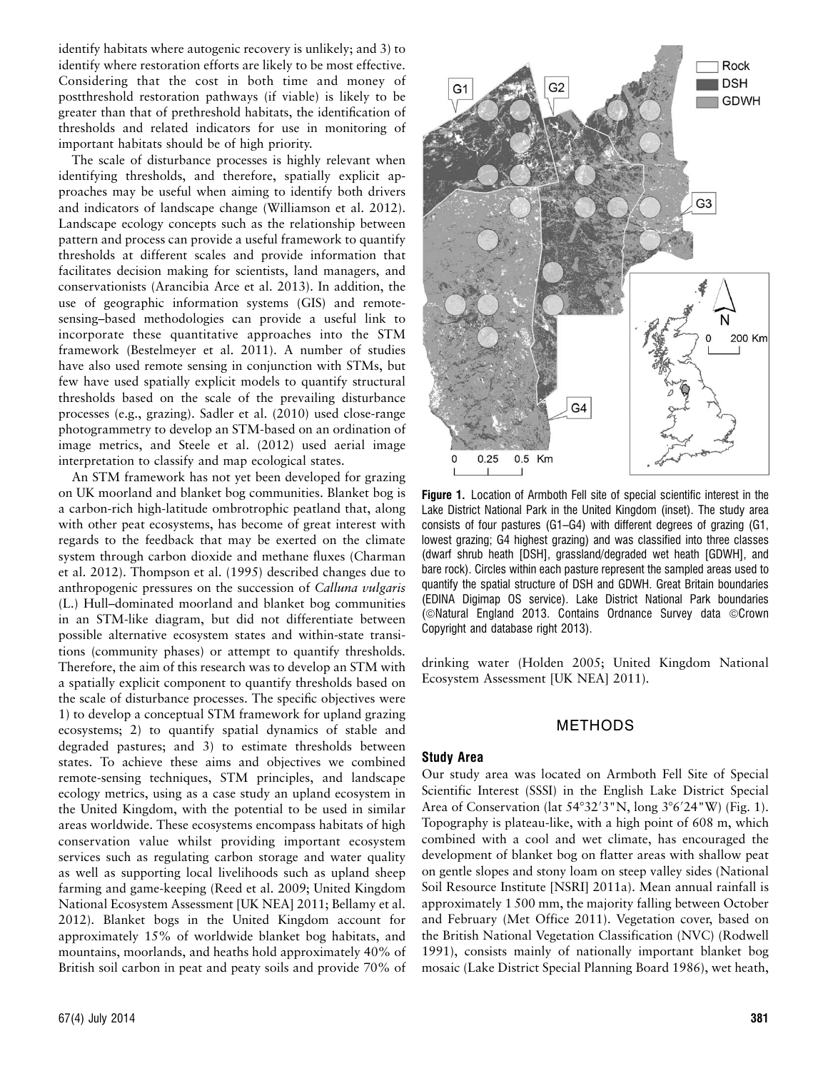identify habitats where autogenic recovery is unlikely; and 3) to identify where restoration efforts are likely to be most effective. Considering that the cost in both time and money of postthreshold restoration pathways (if viable) is likely to be greater than that of prethreshold habitats, the identification of thresholds and related indicators for use in monitoring of important habitats should be of high priority.

The scale of disturbance processes is highly relevant when identifying thresholds, and therefore, spatially explicit approaches may be useful when aiming to identify both drivers and indicators of landscape change (Williamson et al. 2012). Landscape ecology concepts such as the relationship between pattern and process can provide a useful framework to quantify thresholds at different scales and provide information that facilitates decision making for scientists, land managers, and conservationists (Arancibia Arce et al. 2013). In addition, the use of geographic information systems (GIS) and remote-sensing–based methodologies can provide a useful link to incorporate these quantitative approaches into the STM framework (Bestelmeyer et al. 2011). A number of studies have also used remote sensing in conjunction with STMs, but few have used spatially explicit models to quantify structural thresholds based on the scale of the prevailing disturbance processes (e.g., grazing). Sadler et al. (2010) used close-range photogrammetry to develop an STM-based on an ordination of image metrics, and Steele et al. (2012) used aerial image interpretation to classify and map ecological states.

An STM framework has not yet been developed for grazing on UK moorland and blanket bog communities. Blanket bog is a carbon-rich high-latitude ombrotrophic peatland that, along with other peat ecosystems, has become of great interest with regards to the feedback that may be exerted on the climate system through carbon dioxide and methane fluxes (Charman et al. 2012). Thompson et al. (1995) described changes due to anthropogenic pressures on the succession of *Calluna vulgaris* (L.) Hull–dominated moorland and blanket bog communities in an STM-like diagram, but did not differentiate between possible alternative ecosystem states and within-state transitions (community phases) or attempt to quantify thresholds. Therefore, the aim of this research was to develop an STM with a spatially explicit component to quantify thresholds based on the scale of disturbance processes. The specific objectives were 1) to develop a conceptual STM framework for upland grazing ecosystems; 2) to quantify spatial dynamics of stable and degraded pastures; and 3) to estimate thresholds between states. To achieve these aims and objectives we combined remote-sensing techniques, STM principles, and landscape ecology metrics, using as a case study an upland ecosystem in the United Kingdom, with the potential to be used in similar areas worldwide. These ecosystems encompass habitats of high conservation value whilst providing important ecosystem services such as regulating carbon storage and water quality as well as supporting local livelihoods such as upland sheep farming and game-keeping (Reed et al. 2009; United Kingdom National Ecosystem Assessment [UK NEA] 2011; Bellamy et al. 2012). Blanket bogs in the United Kingdom account for approximately 15% of worldwide blanket bog habitats, and mountains, moorlands, and heaths hold approximately 40% of British soil carbon in peat and peaty soils and provide 70% of drinking water (Holden 2005; United Kingdom National Ecosystem Assessment [UK NEA] 2011).

**Figure 1.** Location of Armboth Fell site of special scientific interest in the Lake District National Park in the United Kingdom (inset). The study area consists of four pastures (G1–G4) with different degrees of grazing (G1, lowest grazing; G4 highest grazing) and was classified into three classes (dwarf shrub heath [DSH], grassland/degraded wet heath [GDWH], and bare rock). Circles within each pasture represent the sampled areas used to quantify the spatial structure of DSH and GDWH. Great Britain boundaries (EDINA Digimap OS service). Lake District National Park boundaries (©Natural England 2013. Contains Ordnance Survey data ©Crown Copyright and database right 2013).

## METHODS

### Study Area

Our study area was located on Armboth Fell Site of Special Scientific Interest (SSSI) in the English Lake District Special Area of Conservation (lat 54°32′3"N, long 3°6′24"W) (Fig. 1). Topography is plateau-like, with a high point of 608 m, which combined with a cool and wet climate, has encouraged the development of blanket bog on flatter areas with shallow peat on gentle slopes and stony loam on steep valley sides (National Soil Resource Institute [NSRI] 2011a). Mean annual rainfall is approximately 1 500 mm, the majority falling between October and February (Met Office 2011). Vegetation cover, based on the British National Vegetation Classification (NVC) (Rodwell 1991), consists mainly of nationally important blanket bog mosaic (Lake District Special Planning Board 1986), wet heath,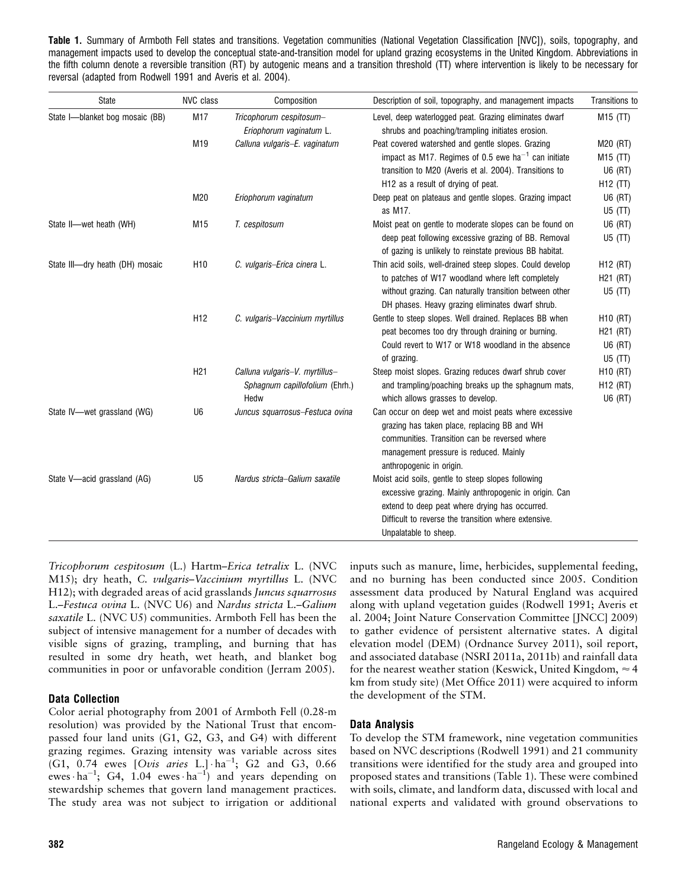**Table 1.** Summary of Armboth Fell states and transitions. Vegetation communities (National Vegetation Classification [NVC]), soils, topography, and management impacts used to develop the conceptual state-and-transition model for upland grazing ecosystems in the United Kingdom. Abbreviations in the fifth column denote a reversible transition (RT) by autogenic means and a transition threshold (TT) where intervention is likely to be necessary for reversal (adapted from Rodwell 1991 and Averis et al. 2004).

| State | NVC class | Composition | Description of soil, topography, and management impacts | Transitions to |
|---|---|---|---|---|
| State I—blanket bog mosaic (BB) | M17 | *Tricophorum cespitosum*–*Eriophorum vaginatum* L. | Level, deep waterlogged peat. Grazing eliminates dwarf shrubs and poaching/trampling initiates erosion. | M15 (TT) |
| | M19 | *Calluna vulgaris*–*E. vaginatum* | Peat covered watershed and gentle slopes. Grazing impact as M17. Regimes of 0.5 ewe $ha^{-1}$ can initiate transition to M20 (Averis et al. 2004). Transitions to H12 as a result of drying of peat. | M20 (RT)<br>M15 (TT)<br>U6 (RT)<br>H12 (TT) |
| | M20 | *Eriophorum vaginatum* | Deep peat on plateaus and gentle slopes. Grazing impact as M17. | U6 (RT)<br>U5 (TT) |
| State II—wet heath (WH) | M15 | *T. cespitosum* | Moist peat on gentle to moderate slopes can be found on deep peat following excessive grazing of BB. Removal of gazing is unlikely to reinstate previous BB habitat. | U6 (RT)<br>U5 (TT) |
| State III—dry heath (DH) mosaic | H10 | *C. vulgaris*–*Erica cinera* L. | Thin acid soils, well-drained steep slopes. Could develop to patches of W17 woodland where left completely without grazing. Can naturally transition between other DH phases. Heavy grazing eliminates dwarf shrub. | H12 (RT)<br>H21 (RT)<br>U5 (TT) |
| | H12 | *C. vulgaris*–*Vaccinium myrtillus* | Gentle to steep slopes. Well drained. Replaces BB when peat becomes too dry through draining or burning. Could revert to W17 or W18 woodland in the absence of grazing. | H10 (RT)<br>H21 (RT)<br>U6 (RT)<br>U5 (TT) |
| | H21 | *Calluna vulgaris*–*V. myrtillus*–*Sphagnum capillofolium* (Ehrh.) Hedw | Steep moist slopes. Grazing reduces dwarf shrub cover and trampling/poaching breaks up the sphagnum mats, which allows grasses to develop. | H10 (RT)<br>H12 (RT)<br>U6 (RT) |
| State IV—wet grassland (WG) | U6 | *Juncus squarrosus*–*Festuca ovina* | Can occur on deep wet and moist peats where excessive grazing has taken place, replacing BB and WH communities. Transition can be reversed where management pressure is reduced. Mainly anthropogenic in origin. | |
| State V—acid grassland (AG) | U5 | *Nardus stricta*–*Galium saxatile* | Moist acid soils, gentle to steep slopes following excessive grazing. Mainly anthropogenic in origin. Can extend to deep peat where drying has occurred. Difficult to reverse the transition where extensive. Unpalatable to sheep. | |

*Tricophorum cespitosum* (L.) Hartm–*Erica tetralix* L. (NVC M15); dry heath, *C. vulgaris*–*Vaccinium myrtillus* L. (NVC H12); with degraded areas of acid grasslands *Juncus squarrosus* L.–*Festuca ovina* L. (NVC U6) and *Nardus stricta* L.–*Galium saxatile* L. (NVC U5) communities. Armboth Fell has been the subject of intensive management for a number of decades with visible signs of grazing, trampling, and burning that has resulted in some dry heath, wet heath, and blanket bog communities in poor or unfavorable condition (Jerram 2005).

### Data Collection

Color aerial photography from 2001 of Armboth Fell (0.28-m resolution) was provided by the National Trust that encompassed four land units (G1, G2, G3, and G4) with different grazing regimes. Grazing intensity was variable across sites (G1, 0.74 ewes [*Ovis aries* L.] $\cdot$ $ha^{-1}$; G2 and G3, 0.66 ewes $\cdot$ $ha^{-1}$; G4, 1.04 ewes $\cdot$ $ha^{-1}$) and years depending on stewardship schemes that govern land management practices. The study area was not subject to irrigation or additional inputs such as manure, lime, herbicides, supplemental feeding, and no burning has been conducted since 2005. Condition assessment data produced by Natural England was acquired along with upland vegetation guides (Rodwell 1991; Averis et al. 2004; Joint Nature Conservation Committee [JNCC] 2009) to gather evidence of persistent alternative states. A digital elevation model (DEM) (Ordnance Survey 2011), soil report, and associated database (NSRI 2011a, 2011b) and rainfall data for the nearest weather station (Keswick, United Kingdom, $\approx 4$ km from study site) (Met Office 2011) were acquired to inform the development of the STM.

### Data Analysis

To develop the STM framework, nine vegetation communities based on NVC descriptions (Rodwell 1991) and 21 community transitions were identified for the study area and grouped into proposed states and transitions (Table 1). These were combined with soils, climate, and landform data, discussed with local and national experts and validated with ground observations to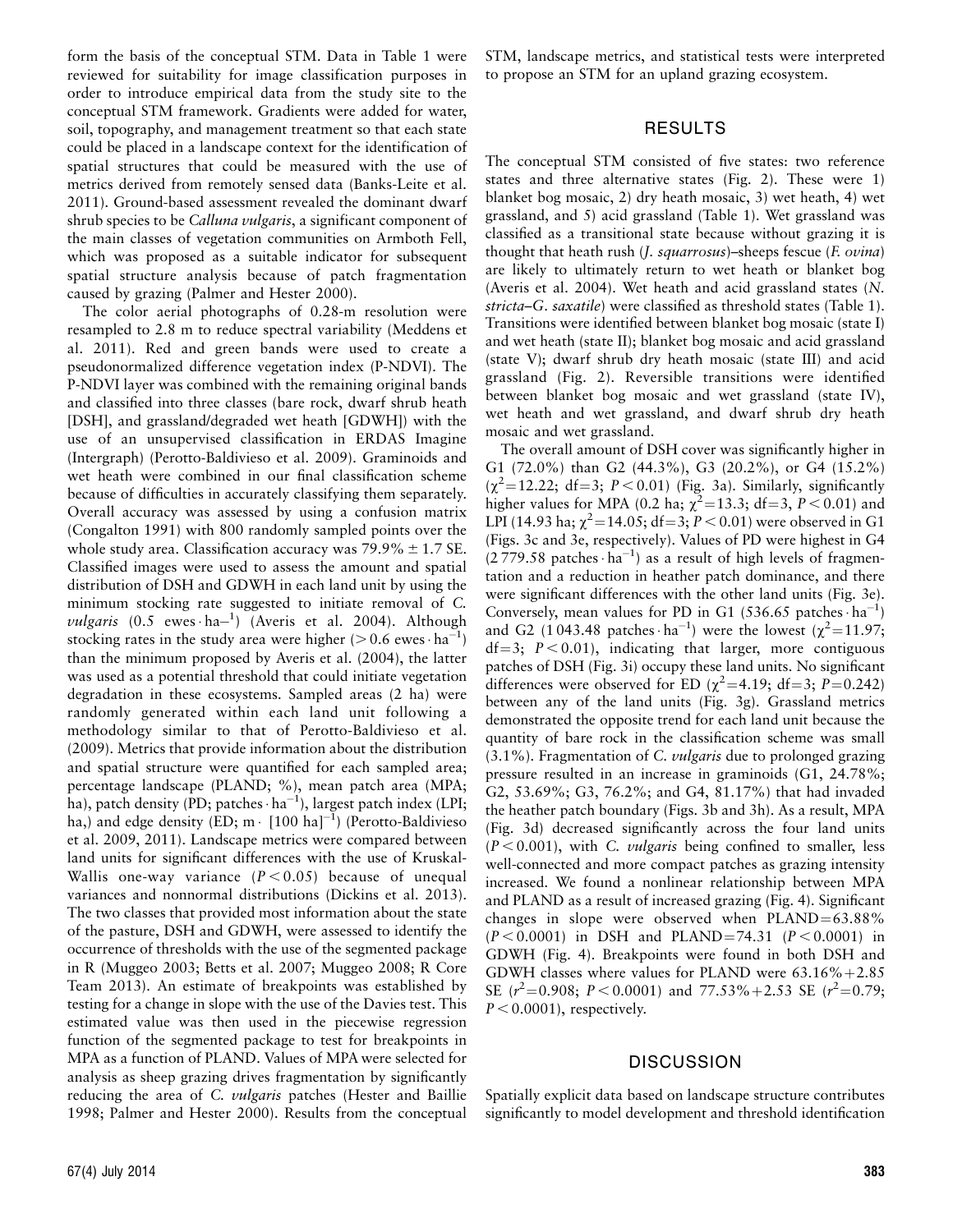form the basis of the conceptual STM. Data in Table 1 were reviewed for suitability for image classification purposes in order to introduce empirical data from the study site to the conceptual STM framework. Gradients were added for water, soil, topography, and management treatment so that each state could be placed in a landscape context for the identification of spatial structures that could be measured with the use of metrics derived from remotely sensed data (Banks-Leite et al. 2011). Ground-based assessment revealed the dominant dwarf shrub species to be *Calluna vulgaris*, a significant component of the main classes of vegetation communities on Armboth Fell, which was proposed as a suitable indicator for subsequent spatial structure analysis because of patch fragmentation caused by grazing (Palmer and Hester 2000).

The color aerial photographs of 0.28-m resolution were resampled to 2.8 m to reduce spectral variability (Meddens et al. 2011). Red and green bands were used to create a pseudonormalized difference vegetation index (P-NDVI). The P-NDVI layer was combined with the remaining original bands and classified into three classes (bare rock, dwarf shrub heath [DSH], and grassland/degraded wet heath [GDWH]) with the use of an unsupervised classification in ERDAS Imagine (Intergraph) (Perotto-Baldivieso et al. 2009). Graminoids and wet heath were combined in our final classification scheme because of difficulties in accurately classifying them separately. Overall accuracy was assessed by using a confusion matrix (Congalton 1991) with 800 randomly sampled points over the whole study area. Classification accuracy was 79.9% ± 1.7 SE. Classified images were used to assess the amount and spatial distribution of DSH and GDWH in each land unit by using the minimum stocking rate suggested to initiate removal of *C. vulgaris* (0.5 ewes $\cdot$ ha$-^1$) (Averis et al. 2004). Although stocking rates in the study area were higher (> 0.6 ewes $\cdot$ ha$^{-1}$) than the minimum proposed by Averis et al. (2004), the latter was used as a potential threshold that could initiate vegetation degradation in these ecosystems. Sampled areas (2 ha) were randomly generated within each land unit following a methodology similar to that of Perotto-Baldivieso et al. (2009). Metrics that provide information about the distribution and spatial structure were quantified for each sampled area; percentage landscape (PLAND; %), mean patch area (MPA; ha), patch density (PD; patches $\cdot$ ha$^{-1}$), largest patch index (LPI; ha,) and edge density (ED; m $\cdot$ [100 ha]$^{-1}$) (Perotto-Baldivieso et al. 2009, 2011). Landscape metrics were compared between land units for significant differences with the use of Kruskal-Wallis one-way variance ($P < 0.05$) because of unequal variances and nonnormal distributions (Dickins et al. 2013). The two classes that provided most information about the state of the pasture, DSH and GDWH, were assessed to identify the occurrence of thresholds with the use of the segmented package in R (Muggeo 2003; Betts et al. 2007; Muggeo 2008; R Core Team 2013). An estimate of breakpoints was established by testing for a change in slope with the use of the Davies test. This estimated value was then used in the piecewise regression function of the segmented package to test for breakpoints in MPA as a function of PLAND. Values of MPA were selected for analysis as sheep grazing drives fragmentation by significantly reducing the area of *C. vulgaris* patches (Hester and Baillie 1998; Palmer and Hester 2000). Results from the conceptual STM, landscape metrics, and statistical tests were interpreted to propose an STM for an upland grazing ecosystem.

## RESULTS

The conceptual STM consisted of five states: two reference states and three alternative states (Fig. 2). These were 1) blanket bog mosaic, 2) dry heath mosaic, 3) wet heath, 4) wet grassland, and 5) acid grassland (Table 1). Wet grassland was classified as a transitional state because without grazing it is thought that heath rush (*J. squarrosus*)–sheeps fescue (*F. ovina*) are likely to ultimately return to wet heath or blanket bog (Averis et al. 2004). Wet heath and acid grassland states (*N. stricta*–*G. saxatile*) were classified as threshold states (Table 1). Transitions were identified between blanket bog mosaic (state I) and wet heath (state II); blanket bog mosaic and acid grassland (state V); dwarf shrub dry heath mosaic (state III) and acid grassland (Fig. 2). Reversible transitions were identified between blanket bog mosaic and wet grassland (state IV), wet heath and wet grassland, and dwarf shrub dry heath mosaic and wet grassland.

The overall amount of DSH cover was significantly higher in G1 (72.0%) than G2 (44.3%), G3 (20.2%), or G4 (15.2%) ($\chi^2 = 12.22$; df$=3$; $P < 0.01$) (Fig. 3a). Similarly, significantly higher values for MPA (0.2 ha; $\chi^2 = 13.3$; df$=3$, $P < 0.01$) and LPI (14.93 ha; $\chi^2 = 14.05$; df$=3$; $P < 0.01$) were observed in G1 (Figs. 3c and 3e, respectively). Values of PD were highest in G4 (2 779.58 patches $\cdot$ ha$^{-1}$) as a result of high levels of fragmentation and a reduction in heather patch dominance, and there were significant differences with the other land units (Fig. 3e). Conversely, mean values for PD in G1 (536.65 patches $\cdot$ ha$^{-1}$) and G2 (1 043.48 patches $\cdot$ ha$^{-1}$) were the lowest ($\chi^2 = 11.97$; df$=3$; $P < 0.01$), indicating that larger, more contiguous patches of DSH (Fig. 3i) occupy these land units. No significant differences were observed for ED ($\chi^2 = 4.19$; df$=3$; $P = 0.242$) between any of the land units (Fig. 3g). Grassland metrics demonstrated the opposite trend for each land unit because the quantity of bare rock in the classification scheme was small (3.1%). Fragmentation of *C. vulgaris* due to prolonged grazing pressure resulted in an increase in graminoids (G1, 24.78%; G2, 53.69%; G3, 76.2%; and G4, 81.17%) that had invaded the heather patch boundary (Figs. 3b and 3h). As a result, MPA (Fig. 3d) decreased significantly across the four land units ($P < 0.001$), with *C. vulgaris* being confined to smaller, less well-connected and more compact patches as grazing intensity increased. We found a nonlinear relationship between MPA and PLAND as a result of increased grazing (Fig. 4). Significant changes in slope were observed when PLAND$=$63.88% ($P < 0.0001$) in DSH and PLAND$=$74.31 ($P < 0.0001$) in GDWH (Fig. 4). Breakpoints were found in both DSH and GDWH classes where values for PLAND were 63.16%+2.85 SE ($r^2 = 0.908$; $P < 0.0001$) and 77.53%+2.53 SE ($r^2 = 0.79$; $P < 0.0001$), respectively.

## DISCUSSION

Spatially explicit data based on landscape structure contributes significantly to model development and threshold identification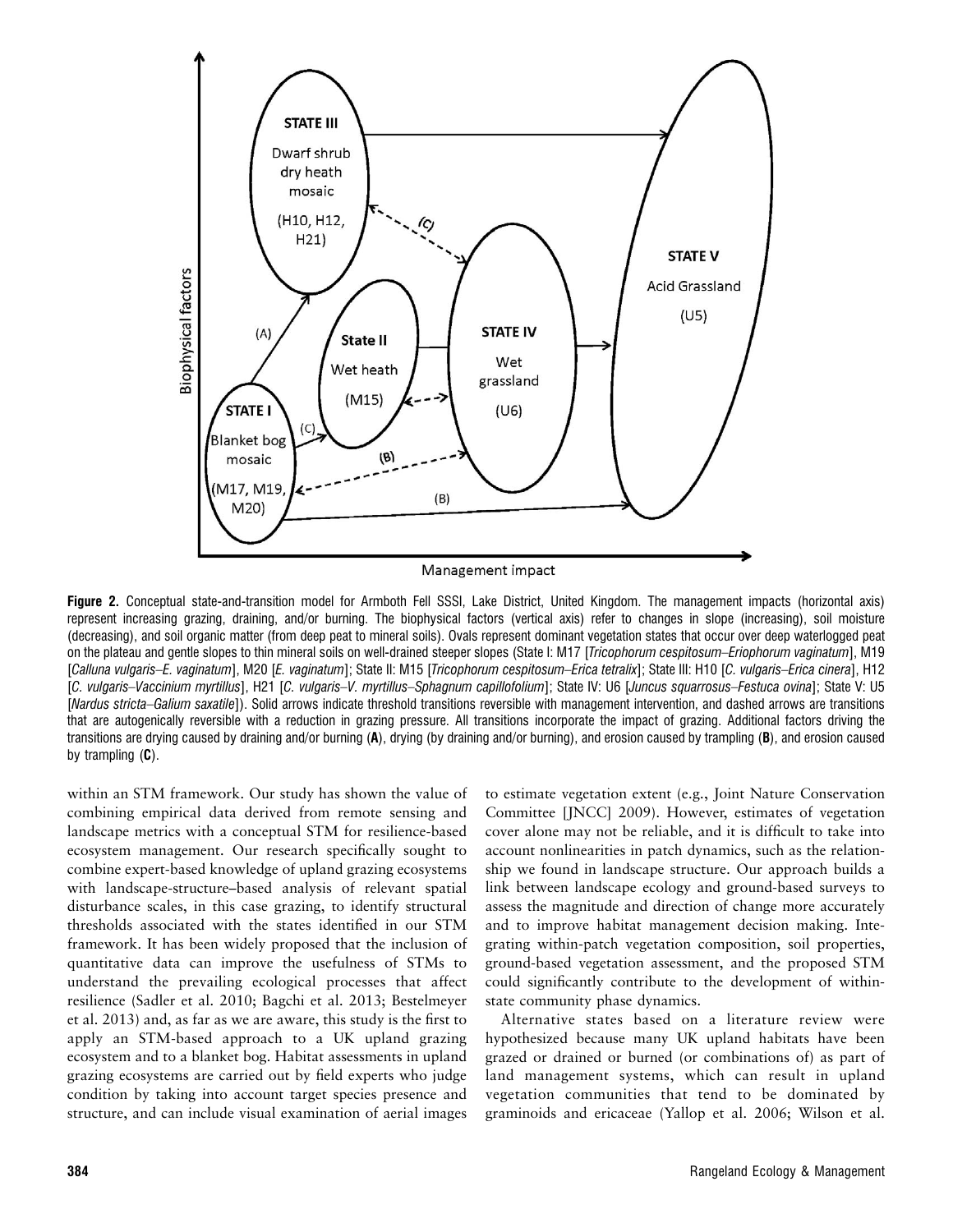**Figure 2.** Conceptual state-and-transition model for Armboth Fell SSSI, Lake District, United Kingdom. The management impacts (horizontal axis) represent increasing grazing, draining, and/or burning. The biophysical factors (vertical axis) refer to changes in slope (increasing), soil moisture (decreasing), and soil organic matter (from deep peat to mineral soils). Ovals represent dominant vegetation states that occur over deep waterlogged peat on the plateau and gentle slopes to thin mineral soils on well-drained steeper slopes (State I: M17 [*Tricophorum cespitosum–Eriophorum vaginatum*], M19 [*Calluna vulgaris–E. vaginatum*], M20 [*E. vaginatum*]; State II: M15 [*Tricophorum cespitosum–Erica tetralix*]; State III: H10 [*C. vulgaris–Erica cinera*], H12 [*C. vulgaris–Vaccinium myrtillus*], H21 [*C. vulgaris–V. myrtillus–Sphagnum capillofolium*]; State IV: U6 [*Juncus squarrosus–Festuca ovina*]; State V: U5 [*Nardus stricta–Galium saxatile*]). Solid arrows indicate threshold transitions reversible with management intervention, and dashed arrows are transitions that are autogenically reversible with a reduction in grazing pressure. All transitions incorporate the impact of grazing. Additional factors driving the transitions are drying caused by draining and/or burning (**A**), drying (by draining and/or burning), and erosion caused by trampling (**B**), and erosion caused by trampling (**C**).

within an STM framework. Our study has shown the value of combining empirical data derived from remote sensing and landscape metrics with a conceptual STM for resilience-based ecosystem management. Our research specifically sought to combine expert-based knowledge of upland grazing ecosystems with landscape-structure–based analysis of relevant spatial disturbance scales, in this case grazing, to identify structural thresholds associated with the states identified in our STM framework. It has been widely proposed that the inclusion of quantitative data can improve the usefulness of STMs to understand the prevailing ecological processes that affect resilience (Sadler et al. 2010; Bagchi et al. 2013; Bestelmeyer et al. 2013) and, as far as we are aware, this study is the first to apply an STM-based approach to a UK upland grazing ecosystem and to a blanket bog. Habitat assessments in upland grazing ecosystems are carried out by field experts who judge condition by taking into account target species presence and structure, and can include visual examination of aerial images to estimate vegetation extent (e.g., Joint Nature Conservation Committee [JNCC] 2009). However, estimates of vegetation cover alone may not be reliable, and it is difficult to take into account nonlinearities in patch dynamics, such as the relationship we found in landscape structure. Our approach builds a link between landscape ecology and ground-based surveys to assess the magnitude and direction of change more accurately and to improve habitat management decision making. Integrating within-patch vegetation composition, soil properties, ground-based vegetation assessment, and the proposed STM could significantly contribute to the development of within-state community phase dynamics.

Alternative states based on a literature review were hypothesized because many UK upland habitats have been grazed or drained or burned (or combinations of) as part of land management systems, which can result in upland vegetation communities that tend to be dominated by graminoids and ericaceae (Yallop et al. 2006; Wilson et al.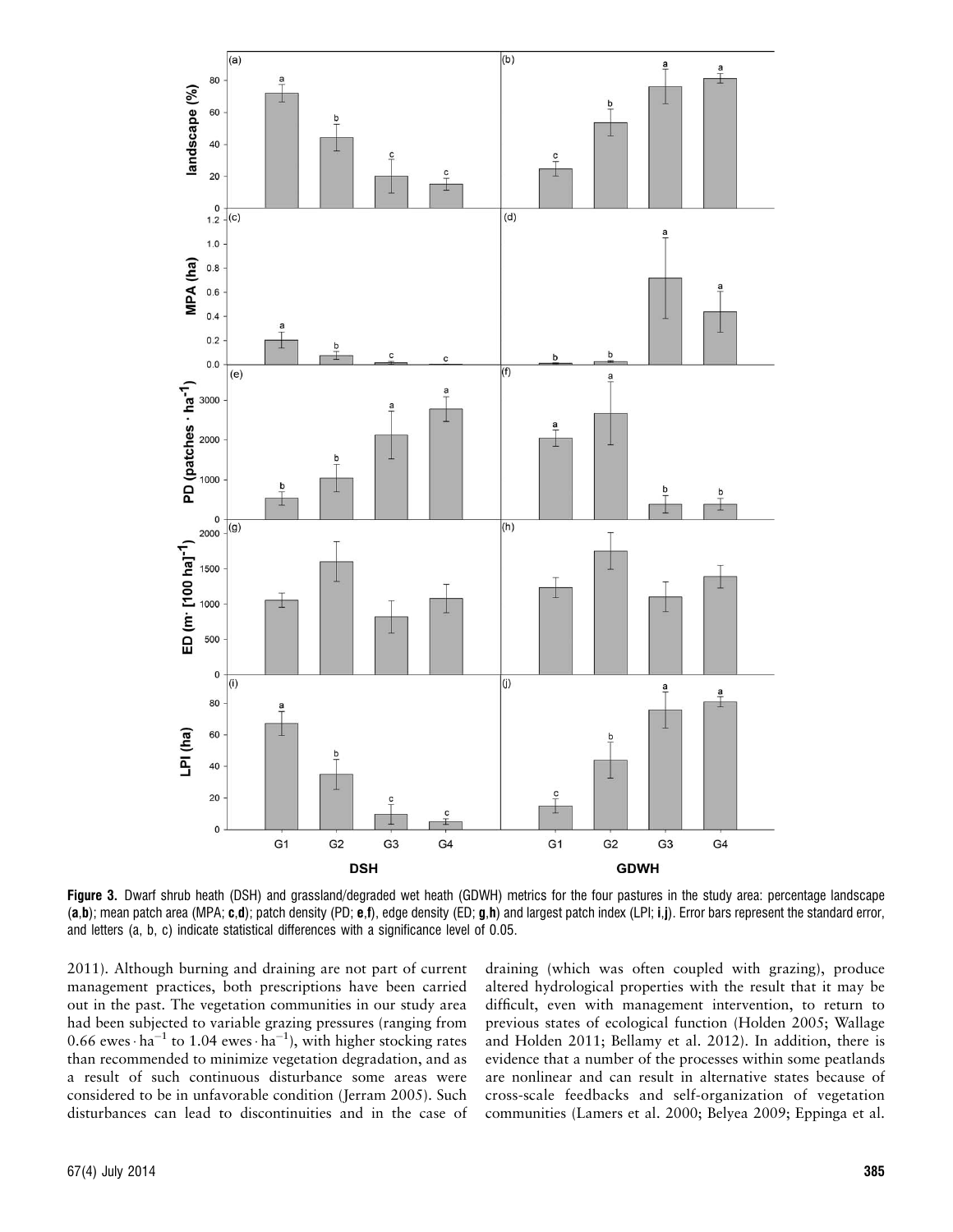**Figure 3.** Dwarf shrub heath (DSH) and grassland/degraded wet heath (GDWH) metrics for the four pastures in the study area: percentage landscape (**a**,**b**); mean patch area (MPA; **c**,**d**); patch density (PD; **e**,**f**), edge density (ED; **g**,**h**) and largest patch index (LPI; **i**,**j**). Error bars represent the standard error, and letters (a, b, c) indicate statistical differences with a significance level of 0.05.

2011). Although burning and draining are not part of current management practices, both prescriptions have been carried out in the past. The vegetation communities in our study area had been subjected to variable grazing pressures (ranging from 0.66 ewes $\cdot$ ha$^{-1}$ to 1.04 ewes $\cdot$ ha$^{-1}$), with higher stocking rates than recommended to minimize vegetation degradation, and as a result of such continuous disturbance some areas were considered to be in unfavorable condition (Jerram 2005). Such disturbances can lead to discontinuities and in the case of draining (which was often coupled with grazing), produce altered hydrological properties with the result that it may be difficult, even with management intervention, to return to previous states of ecological function (Holden 2005; Wallage and Holden 2011; Bellamy et al. 2012). In addition, there is evidence that a number of the processes within some peatlands are nonlinear and can result in alternative states because of cross-scale feedbacks and self-organization of vegetation communities (Lamers et al. 2000; Belyea 2009; Eppinga et al.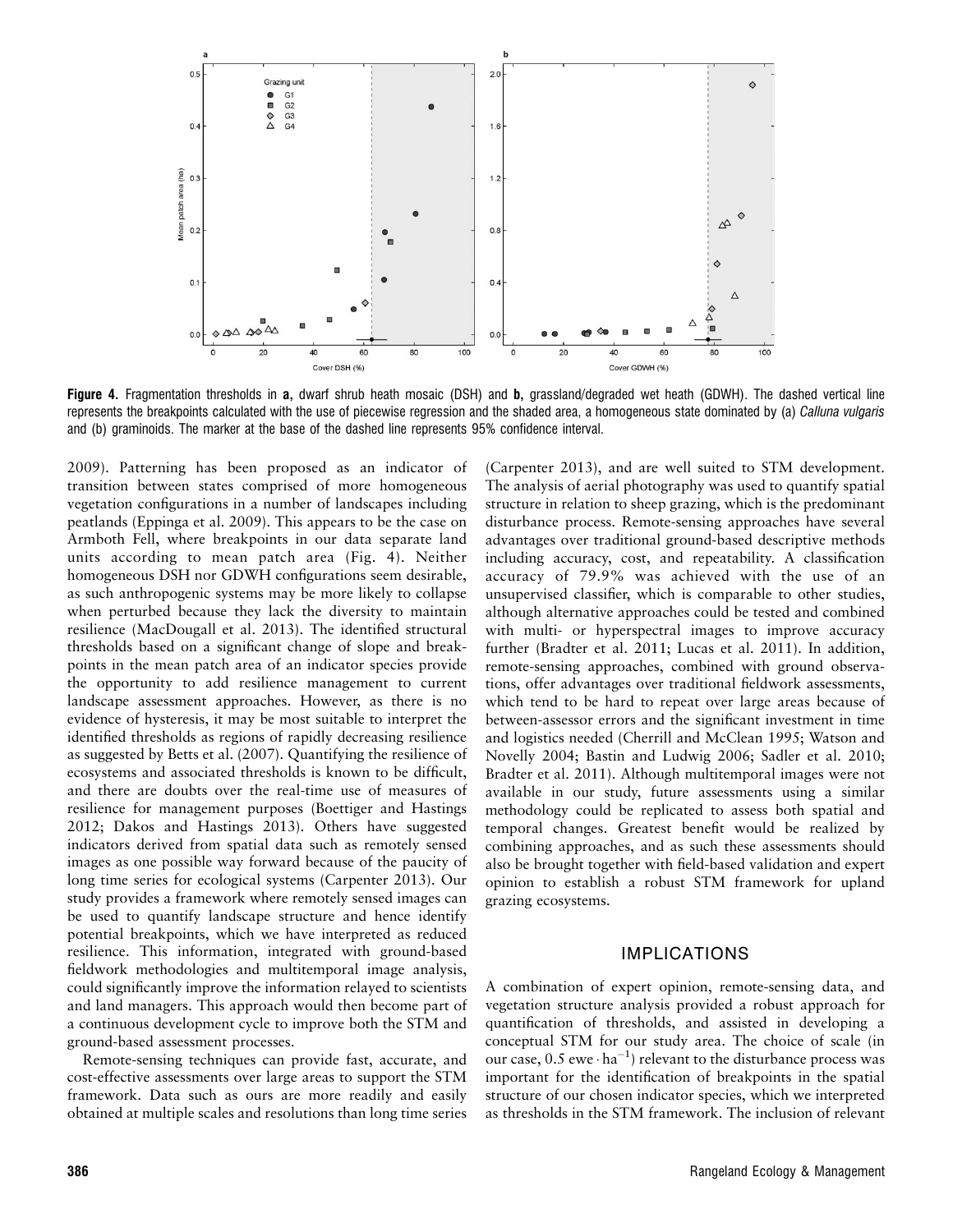**Figure 4.** Fragmentation thresholds in **a,** dwarf shrub heath mosaic (DSH) and **b,** grassland/degraded wet heath (GDWH). The dashed vertical line represents the breakpoints calculated with the use of piecewise regression and the shaded area, a homogeneous state dominated by (a) *Calluna vulgaris* and (b) graminoids. The marker at the base of the dashed line represents 95% confidence interval.

2009). Patterning has been proposed as an indicator of transition between states comprised of more homogeneous vegetation configurations in a number of landscapes including peatlands (Eppinga et al. 2009). This appears to be the case on Armboth Fell, where breakpoints in our data separate land units according to mean patch area (Fig. 4). Neither homogeneous DSH nor GDWH configurations seem desirable, as such anthropogenic systems may be more likely to collapse when perturbed because they lack the diversity to maintain resilience (MacDougall et al. 2013). The identified structural thresholds based on a significant change of slope and breakpoints in the mean patch area of an indicator species provide the opportunity to add resilience management to current landscape assessment approaches. However, as there is no evidence of hysteresis, it may be most suitable to interpret the identified thresholds as regions of rapidly decreasing resilience as suggested by Betts et al. (2007). Quantifying the resilience of ecosystems and associated thresholds is known to be difficult, and there are doubts over the real-time use of measures of resilience for management purposes (Boettiger and Hastings 2012; Dakos and Hastings 2013). Others have suggested indicators derived from spatial data such as remotely sensed images as one possible way forward because of the paucity of long time series for ecological systems (Carpenter 2013). Our study provides a framework where remotely sensed images can be used to quantify landscape structure and hence identify potential breakpoints, which we have interpreted as reduced resilience. This information, integrated with ground-based fieldwork methodologies and multitemporal image analysis, could significantly improve the information relayed to scientists and land managers. This approach would then become part of a continuous development cycle to improve both the STM and ground-based assessment processes.

Remote-sensing techniques can provide fast, accurate, and cost-effective assessments over large areas to support the STM framework. Data such as ours are more readily and easily obtained at multiple scales and resolutions than long time series (Carpenter 2013), and are well suited to STM development. The analysis of aerial photography was used to quantify spatial structure in relation to sheep grazing, which is the predominant disturbance process. Remote-sensing approaches have several advantages over traditional ground-based descriptive methods including accuracy, cost, and repeatability. A classification accuracy of 79.9% was achieved with the use of an unsupervised classifier, which is comparable to other studies, although alternative approaches could be tested and combined with multi- or hyperspectral images to improve accuracy further (Bradter et al. 2011; Lucas et al. 2011). In addition, remote-sensing approaches, combined with ground observations, offer advantages over traditional fieldwork assessments, which tend to be hard to repeat over large areas because of between-assessor errors and the significant investment in time and logistics needed (Cherrill and McClean 1995; Watson and Novelly 2004; Bastin and Ludwig 2006; Sadler et al. 2010; Bradter et al. 2011). Although multitemporal images were not available in our study, future assessments using a similar methodology could be replicated to assess both spatial and temporal changes. Greatest benefit would be realized by combining approaches, and as such these assessments should also be brought together with field-based validation and expert opinion to establish a robust STM framework for upland grazing ecosystems.

## IMPLICATIONS

A combination of expert opinion, remote-sensing data, and vegetation structure analysis provided a robust approach for quantification of thresholds, and assisted in developing a conceptual STM for our study area. The choice of scale (in our case, $0.5\ \text{ewe} \cdot \text{ha}^{-1}$) relevant to the disturbance process was important for the identification of breakpoints in the spatial structure of our chosen indicator species, which we interpreted as thresholds in the STM framework. The inclusion of relevant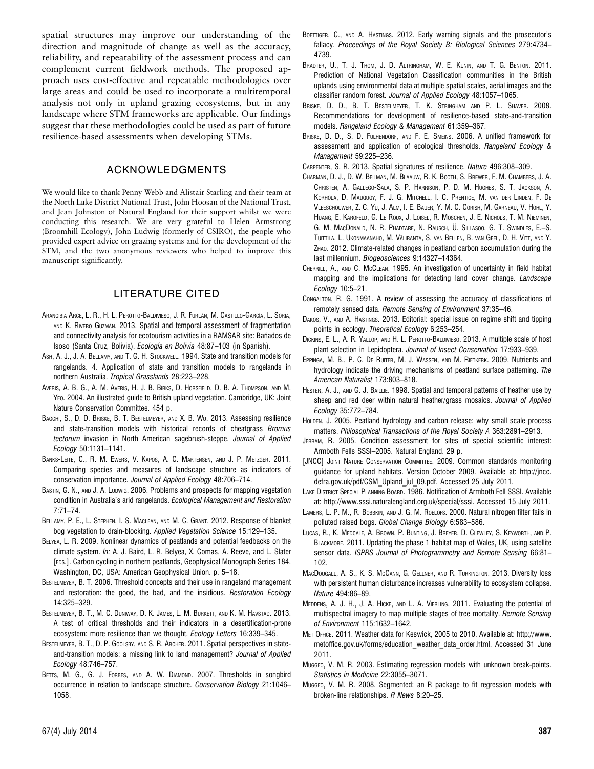spatial structures may improve our understanding of the direction and magnitude of change as well as the accuracy, reliability, and repeatability of the assessment process and can complement current fieldwork methods. The proposed approach uses cost-effective and repeatable methodologies over large areas and could be used to incorporate a multitemporal analysis not only in upland grazing ecosystems, but in any landscape where STM frameworks are applicable. Our findings suggest that these methodologies could be used as part of future resilience-based assessments when developing STMs.

## ACKNOWLEDGMENTS

We would like to thank Penny Webb and Alistair Starling and their team at the North Lake District National Trust, John Hoosan of the National Trust, and Jean Johnston of Natural England for their support whilst we were conducting this research. We are very grateful to Helen Armstrong (Broomhill Ecology), John Ludwig (formerly of CSIRO), the people who provided expert advice on grazing systems and for the development of the STM, and the two anonymous reviewers who helped to improve this manuscript significantly.

## LITERATURE CITED

Arancibia Arce, L. R., H. L. Perotto-Baldivieso, J. R. Furlán, M. Castillo-García, L. Soria, and K. Rivero Guzmán. 2013. Spatial and temporal assessment of fragmentation and connectivity analysis for ecotourism activities in a RAMSAR site: Bañados de Isoso (Santa Cruz, Bolivia). *Ecología en Bolivia* 48:87–103 (in Spanish).

Ash, A. J., J. A. Bellamy, and T. G. H. Stockwell. 1994. State and transition models for rangelands. 4. Application of state and transition models to rangelands in northern Australia. *Tropical Grasslands* 28:223–228.

Averis, A. B. G., A. M. Averis, H. J. B. Birks, D. Horsfield, D. B. A. Thompson, and M. Yeo. 2004. An illustrated guide to British upland vegetation. Cambridge, UK: Joint Nature Conservation Committee. 454 p.

Bagchi, S., D. D. Briske, B. T. Bestelmeyer, and X. B. Wu. 2013. Assessing resilience and state-transition models with historical records of cheatgrass *Bromus tectorum* invasion in North American sagebrush-steppe. *Journal of Applied Ecology* 50:1131–1141.

Banks-Leite, C., R. M. Ewers, V. Kapos, A. C. Martensen, and J. P. Metzger. 2011. Comparing species and measures of landscape structure as indicators of conservation importance. *Journal of Applied Ecology* 48:706–714.

Bastin, G. N., and J. A. Ludwig. 2006. Problems and prospects for mapping vegetation condition in Australia's arid rangelands. *Ecological Management and Restoration* 7:71–74.

Bellamy, P. E., L. Stephen, I. S. Maclean, and M. C. Grant. 2012. Response of blanket bog vegetation to drain-blocking. *Applied Vegetation Science* 15:129–135.

Belyea, L. R. 2009. Nonlinear dynamics of peatlands and potential feedbacks on the climate system. *In:* A. J. Baird, L. R. Belyea, X. Comas, A. Reeve, and L. Slater [eds.]. Carbon cycling in northern peatlands, Geophysical Monograph Series 184. Washington, DC, USA: American Geophysical Union. p. 5–18.

Bestelmeyer, B. T. 2006. Threshold concepts and their use in rangeland management and restoration: the good, the bad, and the insidious. *Restoration Ecology* 14:325–329.

Bestelmeyer, B. T., M. C. Duniway, D. K. James, L. M. Burkett, and K. M. Havstad. 2013. A test of critical thresholds and their indicators in a desertification-prone ecosystem: more resilience than we thought. *Ecology Letters* 16:339–345.

Bestelmeyer, B. T., D. P. Goolsby, and S. R. Archer. 2011. Spatial perspectives in state-and-transition models: a missing link to land management? *Journal of Applied Ecology* 48:746–757.

Betts, M. G., G. J. Forbes, and A. W. Diamond. 2007. Thresholds in songbird occurrence in relation to landscape structure. *Conservation Biology* 21:1046–1058.

Boettiger, C., and A. Hastings. 2012. Early warning signals and the prosecutor's fallacy. *Proceedings of the Royal Society B: Biological Sciences* 279:4734–4739.

Bradter, U., T. J. Thom, J. D. Altringham, W. E. Kunin, and T. G. Benton. 2011. Prediction of National Vegetation Classification communities in the British uplands using environmental data at multiple spatial scales, aerial images and the classifier random forest. *Journal of Applied Ecology* 48:1057–1065.

Briske, D. D., B. T. Bestelmeyer, T. K. Stringham and P. L. Shaver. 2008. Recommendations for development of resilience-based state-and-transition models. *Rangeland Ecology & Management* 61:359–367.

Briske, D. D., S. D. Fulhendorf, and F. E. Smeins. 2006. A unified framework for assessment and application of ecological thresholds. *Rangeland Ecology & Management* 59:225–236.

Carpenter, S. R. 2013. Spatial signatures of resilience. *Nature* 496:308–309.

Charman, D. J., D. W. Beilman, M. Blaauw, R. K. Booth, S. Brewer, F. M. Chambers, J. A. Christen, A. Gallego-Sala, S. P. Harrison, P. D. M. Hughes, S. T. Jackson, A. Korhola, D. Mauquoy, F. J. G. Mitchell, I. C. Prentice, M. van der Linden, F. De Vleeschouwer, Z. C. Yu, J. Alm, I. E. Bauer, Y. M. C. Corish, M. Garneau, V. Hohl, Y. Huang, E. Karofeld, G. Le Roux, J. Loisel, R. Moschen, J. E. Nichols, T. M. Nieminen, G. M. MacDonald, N. R. Phadtare, N. Rausch, Ü. Sillasoo, G. T. Swindles, E.–S. Tuittila, L. Ukonmaanaho, M. Väliranta, S. van Bellen, B. van Geel, D. H. Vitt, and Y. Zhao. 2012. Climate-related changes in peatland carbon accumulation during the last millennium. *Biogeosciences* 9:14327–14364.

Cherrill, A., and C. McClean. 1995. An investigation of uncertainty in field habitat mapping and the implications for detecting land cover change. *Landscape Ecology* 10:5–21.

Congalton, R. G. 1991. A review of assessing the accuracy of classifications of remotely sensed data. *Remote Sensing of Environment* 37:35–46.

Dakos, V., and A. Hastings. 2013. Editorial: special issue on regime shift and tipping points in ecology. *Theoretical Ecology* 6:253–254.

Dickins, E. L., A. R. Yallop, and H. L. Perotto-Baldivieso. 2013. A multiple scale of host plant selection in Lepidoptera. *Journal of Insect Conservation* 17:933–939.

Eppinga, M. B., P. C. De Ruiter, M. J. Wassen, and M. Rietkerk. 2009. Nutrients and hydrology indicate the driving mechanisms of peatland surface patterning. *The American Naturalist* 173:803–818.

Hester, A. J., and G. J. Baillie. 1998. Spatial and temporal patterns of heather use by sheep and red deer within natural heather/grass mosaics. *Journal of Applied Ecology* 35:772–784.

Holden, J. 2005. Peatland hydrology and carbon release: why small scale process matters. *Philosophical Transactions of the Royal Society A* 363:2891–2913.

Jerram, R. 2005. Condition assessment for sites of special scientific interest: Armboth Fells SSSI–2005. Natural England. 29 p.

[JNCC] Joint Nature Conservation Committee. 2009. Common standards monitoring guidance for upland habitats. Version October 2009. Available at: http://jncc.defra.gov.uk/pdf/CSM_Upland_jul_09.pdf. Accessed 25 July 2011.

Lake District Special Planning Board. 1986. Notification of Armboth Fell SSSI. Available at: http://www.sssi.naturalengland.org.uk/special/sssi. Accessed 15 July 2011.

Lamers, L. P. M., R. Bobbkin, and J. G. M. Roelofs. 2000. Natural nitrogen filter fails in polluted raised bogs. *Global Change Biology* 6:583–586.

Lucas, R., K. Medcalf, A. Brown, P. Bunting, J. Breyer, D. Clewley, S. Keyworth, and P. Blackmore. 2011. Updating the phase 1 habitat map of Wales, UK, using satellite sensor data. *ISPRS Journal of Photogrammetry and Remote Sensing* 66:81–102.

MacDougall, A. S., K. S. McCann, G. Gellner, and R. Turkington. 2013. Diversity loss with persistent human disturbance increases vulnerability to ecosystem collapse. *Nature* 494:86–89.

Meddens, A. J. H., J. A. Hicke, and L. A. Vierling. 2011. Evaluating the potential of multispectral imagery to map multiple stages of tree mortality. *Remote Sensing of Environment* 115:1632–1642.

Met Office. 2011. Weather data for Keswick, 2005 to 2010. Available at: http://www.metoffice.gov.uk/forms/education_weather_data_order.html. Accessed 31 June 2011.

Muggeo, V. M. R. 2003. Estimating regression models with unknown break-points. *Statistics in Medicine* 22:3055–3071.

Muggeo, V. M. R. 2008. Segmented: an R package to fit regression models with broken-line relationships. *R News* 8:20–25.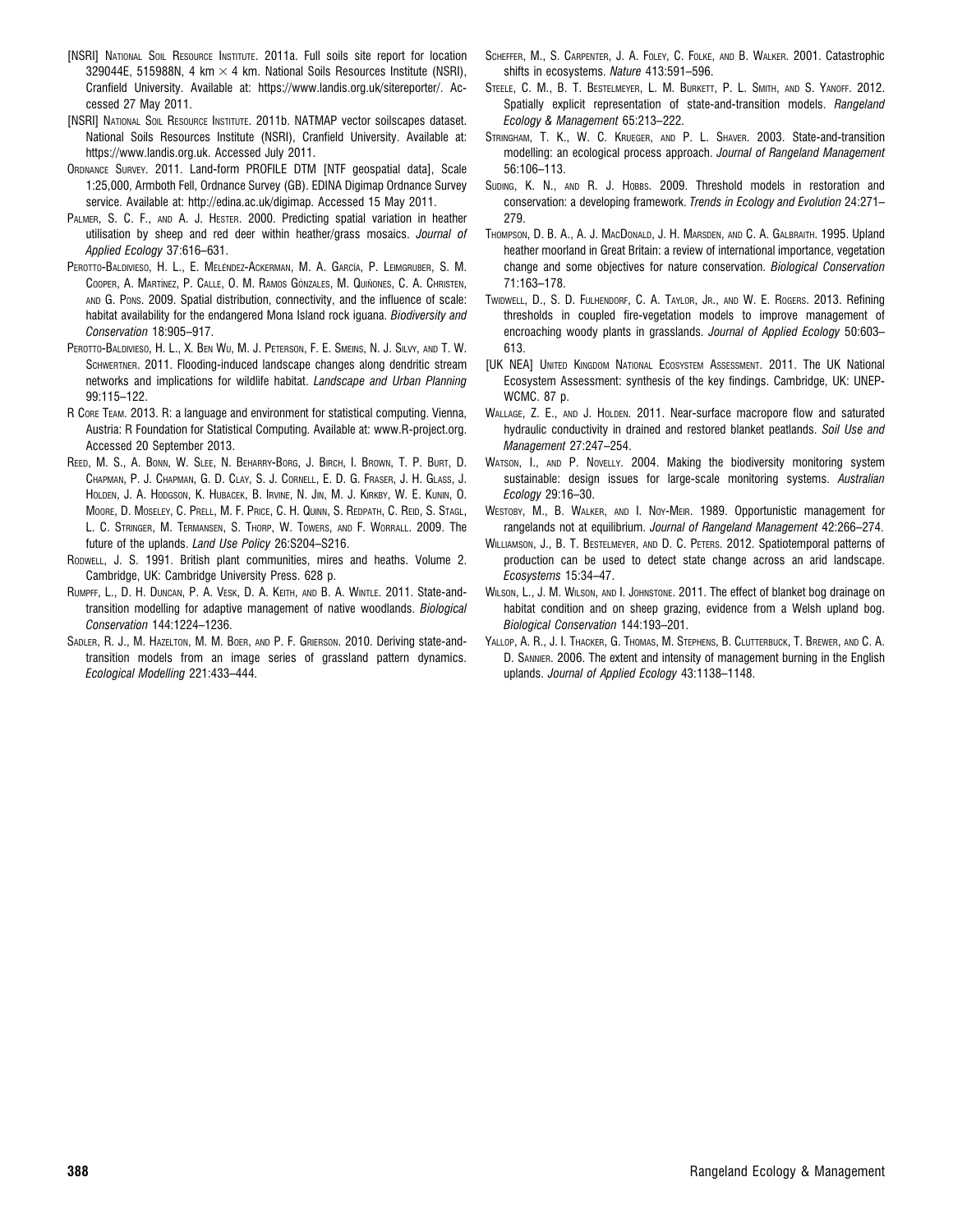[NSRI] National Soil Resource Institute. 2011a. Full soils site report for location 329044E, 515988N, 4 km × 4 km. National Soils Resources Institute (NSRI), Cranfield University. Available at: https://www.landis.org.uk/sitereporter/. Accessed 27 May 2011.

[NSRI] National Soil Resource Institute. 2011b. NATMAP vector soilscapes dataset. National Soils Resources Institute (NSRI), Cranfield University. Available at: https://www.landis.org.uk. Accessed July 2011.

Ordnance Survey. 2011. Land-form PROFILE DTM [NTF geospatial data], Scale 1:25,000, Armboth Fell, Ordnance Survey (GB). EDINA Digimap Ordnance Survey service. Available at: http://edina.ac.uk/digimap. Accessed 15 May 2011.

Palmer, S. C. F., and A. J. Hester. 2000. Predicting spatial variation in heather utilisation by sheep and red deer within heather/grass mosaics. *Journal of Applied Ecology* 37:616–631.

Perotto-Baldivieso, H. L., E. Meléndez-Ackerman, M. A. García, P. Leimgruber, S. M. Cooper, A. Martínez, P. Calle, O. M. Ramos Gónzales, M. Quiñones, C. A. Christen, and G. Pons. 2009. Spatial distribution, connectivity, and the influence of scale: habitat availability for the endangered Mona Island rock iguana. *Biodiversity and Conservation* 18:905–917.

Perotto-Baldivieso, H. L., X. Ben Wu, M. J. Peterson, F. E. Smeins, N. J. Silvy, and T. W. Schwertner. 2011. Flooding-induced landscape changes along dendritic stream networks and implications for wildlife habitat. *Landscape and Urban Planning* 99:115–122.

R Core Team. 2013. R: a language and environment for statistical computing. Vienna, Austria: R Foundation for Statistical Computing. Available at: www.R-project.org. Accessed 20 September 2013.

Reed, M. S., A. Bonn, W. Slee, N. Beharry-Borg, J. Birch, I. Brown, T. P. Burt, D. Chapman, P. J. Chapman, G. D. Clay, S. J. Cornell, E. D. G. Fraser, J. H. Glass, J. Holden, J. A. Hodgson, K. Hubacek, B. Irvine, N. Jin, M. J. Kirkby, W. E. Kunin, O. Moore, D. Moseley, C. Prell, M. F. Price, C. H. Quinn, S. Redpath, C. Reid, S. Stagl, L. C. Stringer, M. Termansen, S. Thorp, W. Towers, and F. Worrall. 2009. The future of the uplands. *Land Use Policy* 26:S204–S216.

Rodwell, J. S. 1991. British plant communities, mires and heaths. Volume 2. Cambridge, UK: Cambridge University Press. 628 p.

Rumpff, L., D. H. Duncan, P. A. Vesk, D. A. Keith, and B. A. Wintle. 2011. State-and-transition modelling for adaptive management of native woodlands. *Biological Conservation* 144:1224–1236.

Sadler, R. J., M. Hazelton, M. M. Boer, and P. F. Grierson. 2010. Deriving state-and-transition models from an image series of grassland pattern dynamics. *Ecological Modelling* 221:433–444.

Scheffer, M., S. Carpenter, J. A. Foley, C. Folke, and B. Walker. 2001. Catastrophic shifts in ecosystems. *Nature* 413:591–596.

Steele, C. M., B. T. Bestelmeyer, L. M. Burkett, P. L. Smith, and S. Yanoff. 2012. Spatially explicit representation of state-and-transition models. *Rangeland Ecology & Management* 65:213–222.

Stringham, T. K., W. C. Krueger, and P. L. Shaver. 2003. State-and-transition modelling: an ecological process approach. *Journal of Rangeland Management* 56:106–113.

Suding, K. N., and R. J. Hobbs. 2009. Threshold models in restoration and conservation: a developing framework. *Trends in Ecology and Evolution* 24:271–279.

Thompson, D. B. A., A. J. MacDonald, J. H. Marsden, and C. A. Galbraith. 1995. Upland heather moorland in Great Britain: a review of international importance, vegetation change and some objectives for nature conservation. *Biological Conservation* 71:163–178.

Twidwell, D., S. D. Fulhendorf, C. A. Taylor, Jr., and W. E. Rogers. 2013. Refining thresholds in coupled fire-vegetation models to improve management of encroaching woody plants in grasslands. *Journal of Applied Ecology* 50:603–613.

[UK NEA] United Kingdom National Ecosystem Assessment. 2011. The UK National Ecosystem Assessment: synthesis of the key findings. Cambridge, UK: UNEP-WCMC. 87 p.

Wallage, Z. E., and J. Holden. 2011. Near-surface macropore flow and saturated hydraulic conductivity in drained and restored blanket peatlands. *Soil Use and Management* 27:247–254.

Watson, I., and P. Novelly. 2004. Making the biodiversity monitoring system sustainable: design issues for large-scale monitoring systems. *Australian Ecology* 29:16–30.

Westoby, M., B. Walker, and I. Noy-Meir. 1989. Opportunistic management for rangelands not at equilibrium. *Journal of Rangeland Management* 42:266–274.

Williamson, J., B. T. Bestelmeyer, and D. C. Peters. 2012. Spatiotemporal patterns of production can be used to detect state change across an arid landscape. *Ecosystems* 15:34–47.

Wilson, L., J. M. Wilson, and I. Johnstone. 2011. The effect of blanket bog drainage on habitat condition and on sheep grazing, evidence from a Welsh upland bog. *Biological Conservation* 144:193–201.

Yallop, A. R., J. I. Thacker, G. Thomas, M. Stephens, B. Clutterbuck, T. Brewer, and C. A. D. Sannier. 2006. The extent and intensity of management burning in the English uplands. *Journal of Applied Ecology* 43:1138–1148.